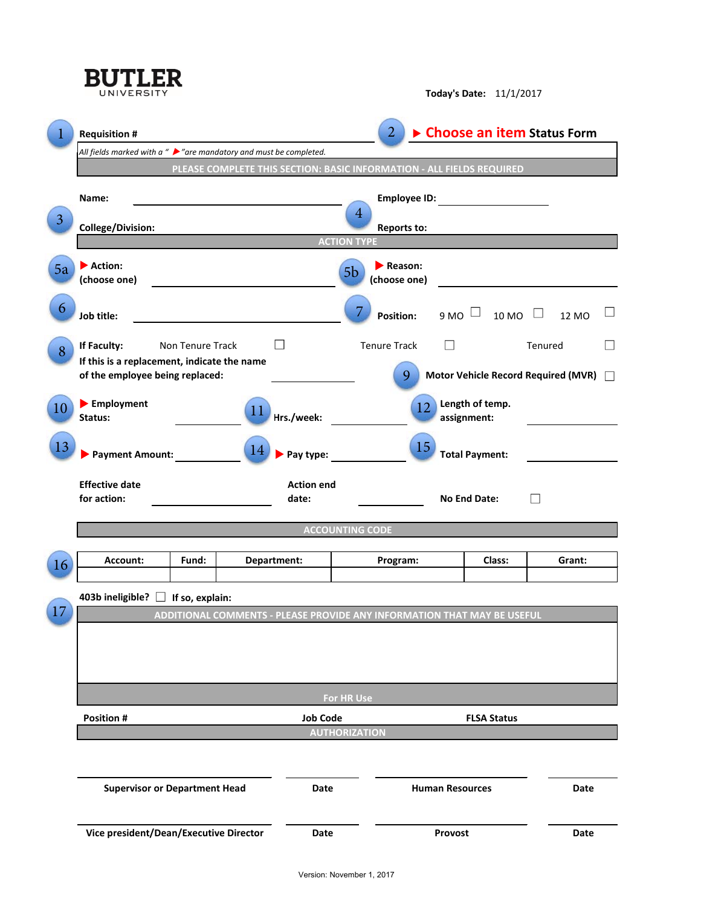**BUTLER**
UNIVERSITY

**Today's Date:** 11/1/2017

1 **Requisition #**

2 ▶ **Choose an item Status Form**

*All fields marked with a "▶" are mandatory and must be completed.*

**PLEASE COMPLETE THIS SECTION: BASIC INFORMATION - ALL FIELDS REQUIRED**

3 **Name:** ______________________

**College/Division:**

4 **Employee ID:** ______________

**Reports to:**

**ACTION TYPE**

5a ▶ **Action:** **(choose one)** ______________________

5b ▶ **Reason:** **(choose one)** ______________________

6 **Job title:** ______________________

7 **Position:** 9 MO ☐ 10 MO ☐ 12 MO ☐

8 **If Faculty:** Non Tenure Track ☐ Tenure Track ☐ Tenured ☐

**If this is a replacement, indicate the name of the employee being replaced:** ______________

9 **Motor Vehicle Record Required (MVR)** ☐

10 ▶ **Employment Status:** ______________

11 **Hrs./week:** ______________

12 **Length of temp. assignment:** ______________

13 ▶ **Payment Amount:** ______________

14 ▶ **Pay type:** ______________

15 **Total Payment:** ______________

**Effective date for action:** ______________

**Action end date:** ______________

**No End Date:** ☐

**ACCOUNTING CODE**

16

| Account: | Fund: | Department: | Program: | Class: | Grant: |
|---|---|---|---|---|---|
| | | | | | |

17 **403b ineligible?** ☐ **If so, explain:**

**ADDITIONAL COMMENTS - PLEASE PROVIDE ANY INFORMATION THAT MAY BE USEFUL**

**For HR Use**

**Position #** **Job Code** **FLSA Status**

**AUTHORIZATION**

| ______________________ | __________ | ______________________ | __________ |
|---|---|---|---|
| **Supervisor or Department Head** | **Date** | **Human Resources** | **Date** |
| **Vice president/Dean/Executive Director** | **Date** | **Provost** | **Date** |

Version: November 1, 2017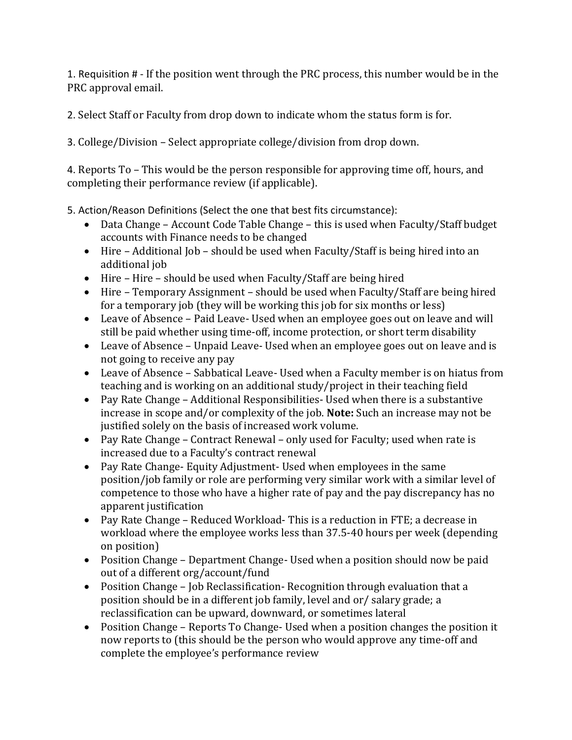1. Requisition # - If the position went through the PRC process, this number would be in the PRC approval email.

2. Select Staff or Faculty from drop down to indicate whom the status form is for.

3. College/Division – Select appropriate college/division from drop down.

4. Reports To – This would be the person responsible for approving time off, hours, and completing their performance review (if applicable).

5. Action/Reason Definitions (Select the one that best fits circumstance):

- Data Change – Account Code Table Change – this is used when Faculty/Staff budget accounts with Finance needs to be changed
- Hire – Additional Job – should be used when Faculty/Staff is being hired into an additional job
- Hire – Hire – should be used when Faculty/Staff are being hired
- Hire – Temporary Assignment – should be used when Faculty/Staff are being hired for a temporary job (they will be working this job for six months or less)
- Leave of Absence – Paid Leave- Used when an employee goes out on leave and will still be paid whether using time-off, income protection, or short term disability
- Leave of Absence – Unpaid Leave- Used when an employee goes out on leave and is not going to receive any pay
- Leave of Absence – Sabbatical Leave- Used when a Faculty member is on hiatus from teaching and is working on an additional study/project in their teaching field
- Pay Rate Change – Additional Responsibilities- Used when there is a substantive increase in scope and/or complexity of the job. **Note:** Such an increase may not be justified solely on the basis of increased work volume.
- Pay Rate Change – Contract Renewal – only used for Faculty; used when rate is increased due to a Faculty's contract renewal
- Pay Rate Change- Equity Adjustment- Used when employees in the same position/job family or role are performing very similar work with a similar level of competence to those who have a higher rate of pay and the pay discrepancy has no apparent justification
- Pay Rate Change – Reduced Workload- This is a reduction in FTE; a decrease in workload where the employee works less than 37.5-40 hours per week (depending on position)
- Position Change – Department Change- Used when a position should now be paid out of a different org/account/fund
- Position Change – Job Reclassification- Recognition through evaluation that a position should be in a different job family, level and or/ salary grade; a reclassification can be upward, downward, or sometimes lateral
- Position Change – Reports To Change- Used when a position changes the position it now reports to (this should be the person who would approve any time-off and complete the employee's performance review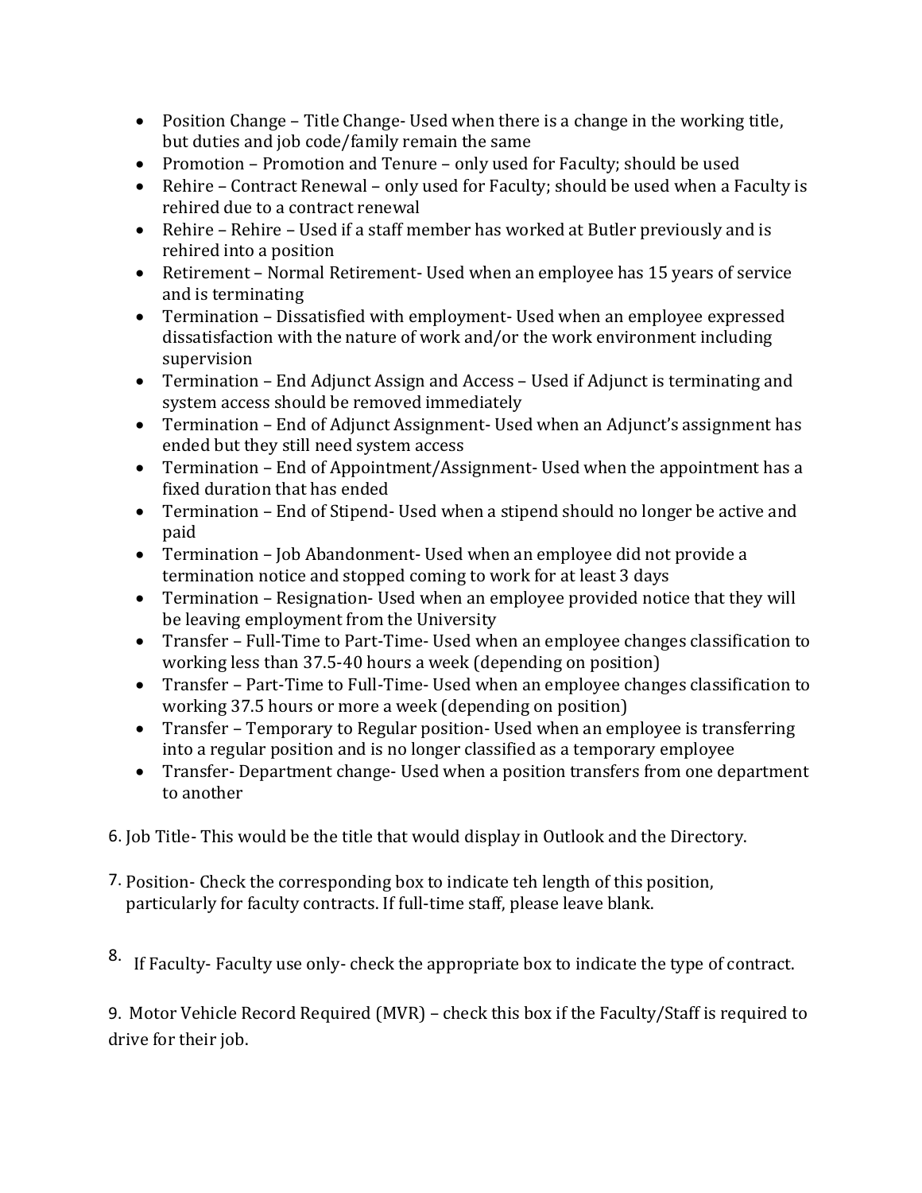- Position Change – Title Change- Used when there is a change in the working title, but duties and job code/family remain the same
- Promotion – Promotion and Tenure – only used for Faculty; should be used
- Rehire – Contract Renewal – only used for Faculty; should be used when a Faculty is rehired due to a contract renewal
- Rehire – Rehire – Used if a staff member has worked at Butler previously and is rehired into a position
- Retirement – Normal Retirement- Used when an employee has 15 years of service and is terminating
- Termination – Dissatisfied with employment- Used when an employee expressed dissatisfaction with the nature of work and/or the work environment including supervision
- Termination – End Adjunct Assign and Access – Used if Adjunct is terminating and system access should be removed immediately
- Termination – End of Adjunct Assignment- Used when an Adjunct's assignment has ended but they still need system access
- Termination – End of Appointment/Assignment- Used when the appointment has a fixed duration that has ended
- Termination – End of Stipend- Used when a stipend should no longer be active and paid
- Termination – Job Abandonment- Used when an employee did not provide a termination notice and stopped coming to work for at least 3 days
- Termination – Resignation- Used when an employee provided notice that they will be leaving employment from the University
- Transfer – Full-Time to Part-Time- Used when an employee changes classification to working less than 37.5-40 hours a week (depending on position)
- Transfer – Part-Time to Full-Time- Used when an employee changes classification to working 37.5 hours or more a week (depending on position)
- Transfer – Temporary to Regular position- Used when an employee is transferring into a regular position and is no longer classified as a temporary employee
- Transfer- Department change- Used when a position transfers from one department to another

6. Job Title- This would be the title that would display in Outlook and the Directory.

7. Position- Check the corresponding box to indicate teh length of this position, particularly for faculty contracts. If full-time staff, please leave blank.

8. If Faculty- Faculty use only- check the appropriate box to indicate the type of contract.

9. Motor Vehicle Record Required (MVR) – check this box if the Faculty/Staff is required to drive for their job.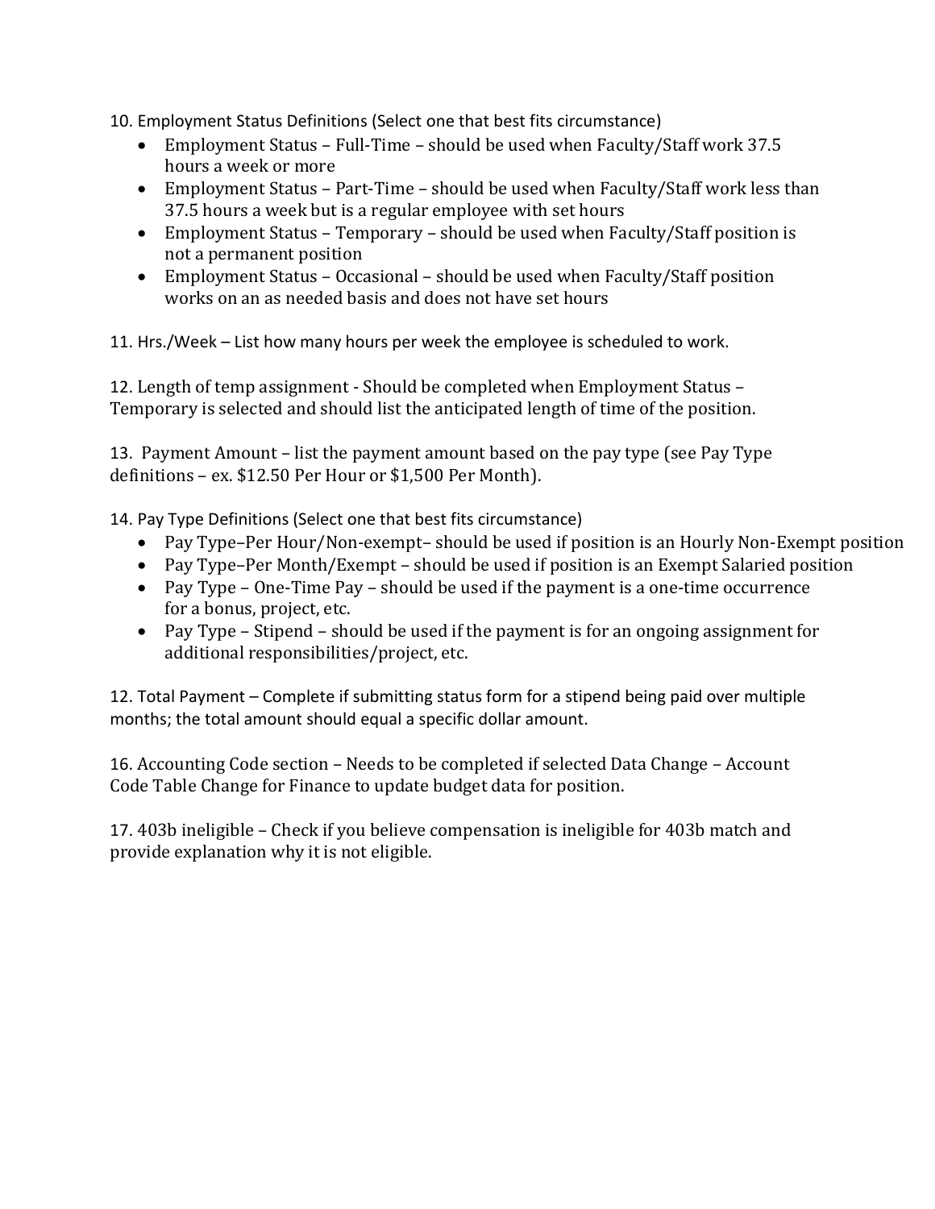10. Employment Status Definitions (Select one that best fits circumstance)

- Employment Status – Full-Time – should be used when Faculty/Staff work 37.5 hours a week or more
- Employment Status – Part-Time – should be used when Faculty/Staff work less than 37.5 hours a week but is a regular employee with set hours
- Employment Status – Temporary – should be used when Faculty/Staff position is not a permanent position
- Employment Status – Occasional – should be used when Faculty/Staff position works on an as needed basis and does not have set hours

11. Hrs./Week – List how many hours per week the employee is scheduled to work.

12. Length of temp assignment - Should be completed when Employment Status – Temporary is selected and should list the anticipated length of time of the position.

13. Payment Amount – list the payment amount based on the pay type (see Pay Type definitions – ex. $12.50 Per Hour or $1,500 Per Month).

14. Pay Type Definitions (Select one that best fits circumstance)

- Pay Type–Per Hour/Non-exempt– should be used if position is an Hourly Non-Exempt position
- Pay Type–Per Month/Exempt – should be used if position is an Exempt Salaried position
- Pay Type – One-Time Pay – should be used if the payment is a one-time occurrence for a bonus, project, etc.
- Pay Type – Stipend – should be used if the payment is for an ongoing assignment for additional responsibilities/project, etc.

12. Total Payment – Complete if submitting status form for a stipend being paid over multiple months; the total amount should equal a specific dollar amount.

16. Accounting Code section – Needs to be completed if selected Data Change – Account Code Table Change for Finance to update budget data for position.

17. 403b ineligible – Check if you believe compensation is ineligible for 403b match and provide explanation why it is not eligible.